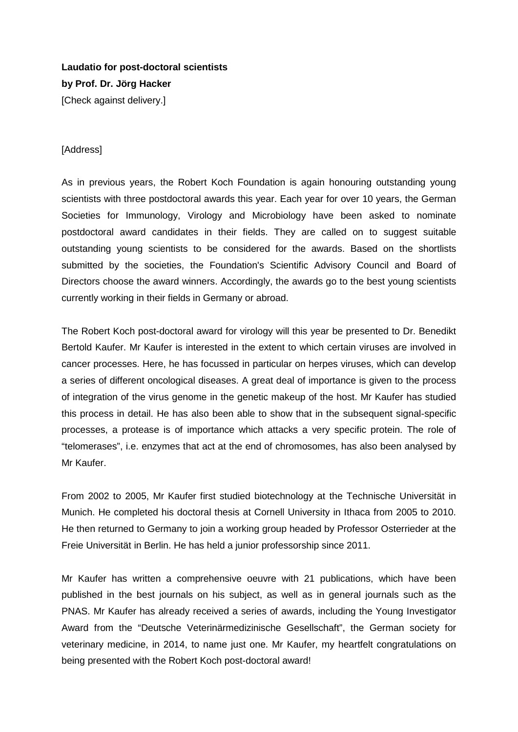**Laudatio for post-doctoral scientists**
**by Prof. Dr. Jörg Hacker**
[Check against delivery.]

[Address]

As in previous years, the Robert Koch Foundation is again honouring outstanding young scientists with three postdoctoral awards this year. Each year for over 10 years, the German Societies for Immunology, Virology and Microbiology have been asked to nominate postdoctoral award candidates in their fields. They are called on to suggest suitable outstanding young scientists to be considered for the awards. Based on the shortlists submitted by the societies, the Foundation's Scientific Advisory Council and Board of Directors choose the award winners. Accordingly, the awards go to the best young scientists currently working in their fields in Germany or abroad.

The Robert Koch post-doctoral award for virology will this year be presented to Dr. Benedikt Bertold Kaufer. Mr Kaufer is interested in the extent to which certain viruses are involved in cancer processes. Here, he has focussed in particular on herpes viruses, which can develop a series of different oncological diseases. A great deal of importance is given to the process of integration of the virus genome in the genetic makeup of the host. Mr Kaufer has studied this process in detail. He has also been able to show that in the subsequent signal-specific processes, a protease is of importance which attacks a very specific protein. The role of "telomerases", i.e. enzymes that act at the end of chromosomes, has also been analysed by Mr Kaufer.

From 2002 to 2005, Mr Kaufer first studied biotechnology at the Technische Universität in Munich. He completed his doctoral thesis at Cornell University in Ithaca from 2005 to 2010. He then returned to Germany to join a working group headed by Professor Osterrieder at the Freie Universität in Berlin. He has held a junior professorship since 2011.

Mr Kaufer has written a comprehensive oeuvre with 21 publications, which have been published in the best journals on his subject, as well as in general journals such as the PNAS. Mr Kaufer has already received a series of awards, including the Young Investigator Award from the "Deutsche Veterinärmedizinische Gesellschaft", the German society for veterinary medicine, in 2014, to name just one. Mr Kaufer, my heartfelt congratulations on being presented with the Robert Koch post-doctoral award!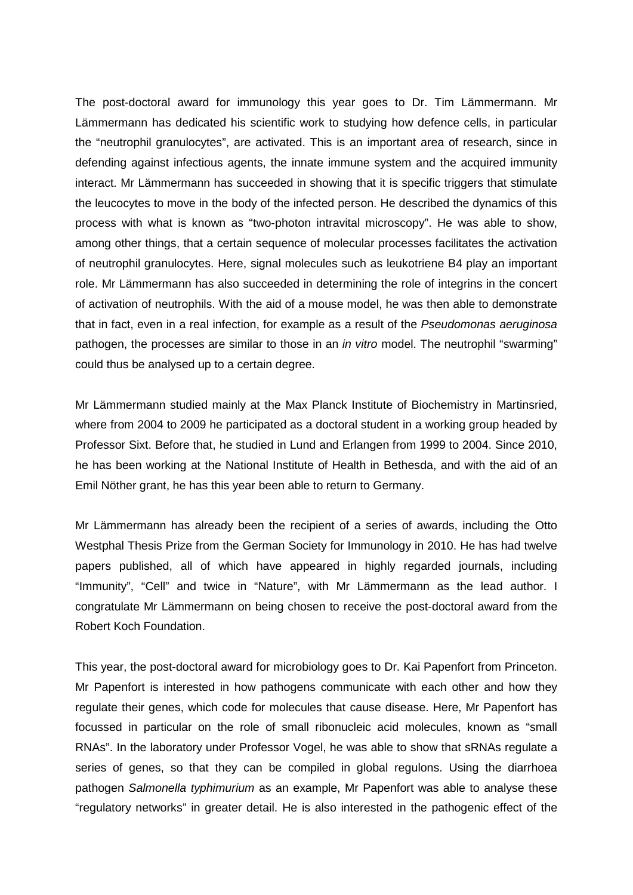The post-doctoral award for immunology this year goes to Dr. Tim Lämmermann. Mr Lämmermann has dedicated his scientific work to studying how defence cells, in particular the "neutrophil granulocytes", are activated. This is an important area of research, since in defending against infectious agents, the innate immune system and the acquired immunity interact. Mr Lämmermann has succeeded in showing that it is specific triggers that stimulate the leucocytes to move in the body of the infected person. He described the dynamics of this process with what is known as "two-photon intravital microscopy". He was able to show, among other things, that a certain sequence of molecular processes facilitates the activation of neutrophil granulocytes. Here, signal molecules such as leukotriene B4 play an important role. Mr Lämmermann has also succeeded in determining the role of integrins in the concert of activation of neutrophils. With the aid of a mouse model, he was then able to demonstrate that in fact, even in a real infection, for example as a result of the *Pseudomonas aeruginosa* pathogen, the processes are similar to those in an *in vitro* model. The neutrophil "swarming" could thus be analysed up to a certain degree.

Mr Lämmermann studied mainly at the Max Planck Institute of Biochemistry in Martinsried, where from 2004 to 2009 he participated as a doctoral student in a working group headed by Professor Sixt. Before that, he studied in Lund and Erlangen from 1999 to 2004. Since 2010, he has been working at the National Institute of Health in Bethesda, and with the aid of an Emil Nöther grant, he has this year been able to return to Germany.

Mr Lämmermann has already been the recipient of a series of awards, including the Otto Westphal Thesis Prize from the German Society for Immunology in 2010. He has had twelve papers published, all of which have appeared in highly regarded journals, including "Immunity", "Cell" and twice in "Nature", with Mr Lämmermann as the lead author. I congratulate Mr Lämmermann on being chosen to receive the post-doctoral award from the Robert Koch Foundation.

This year, the post-doctoral award for microbiology goes to Dr. Kai Papenfort from Princeton. Mr Papenfort is interested in how pathogens communicate with each other and how they regulate their genes, which code for molecules that cause disease. Here, Mr Papenfort has focussed in particular on the role of small ribonucleic acid molecules, known as "small RNAs". In the laboratory under Professor Vogel, he was able to show that sRNAs regulate a series of genes, so that they can be compiled in global regulons. Using the diarrhoea pathogen *Salmonella typhimurium* as an example, Mr Papenfort was able to analyse these "regulatory networks" in greater detail. He is also interested in the pathogenic effect of the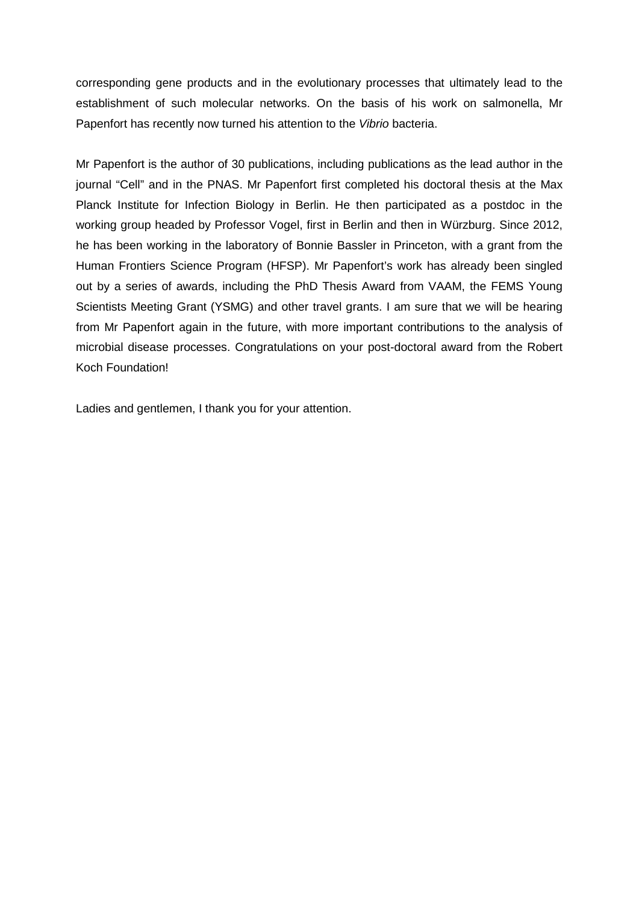corresponding gene products and in the evolutionary processes that ultimately lead to the establishment of such molecular networks. On the basis of his work on salmonella, Mr Papenfort has recently now turned his attention to the *Vibrio* bacteria.

Mr Papenfort is the author of 30 publications, including publications as the lead author in the journal "Cell" and in the PNAS. Mr Papenfort first completed his doctoral thesis at the Max Planck Institute for Infection Biology in Berlin. He then participated as a postdoc in the working group headed by Professor Vogel, first in Berlin and then in Würzburg. Since 2012, he has been working in the laboratory of Bonnie Bassler in Princeton, with a grant from the Human Frontiers Science Program (HFSP). Mr Papenfort's work has already been singled out by a series of awards, including the PhD Thesis Award from VAAM, the FEMS Young Scientists Meeting Grant (YSMG) and other travel grants. I am sure that we will be hearing from Mr Papenfort again in the future, with more important contributions to the analysis of microbial disease processes. Congratulations on your post-doctoral award from the Robert Koch Foundation!

Ladies and gentlemen, I thank you for your attention.